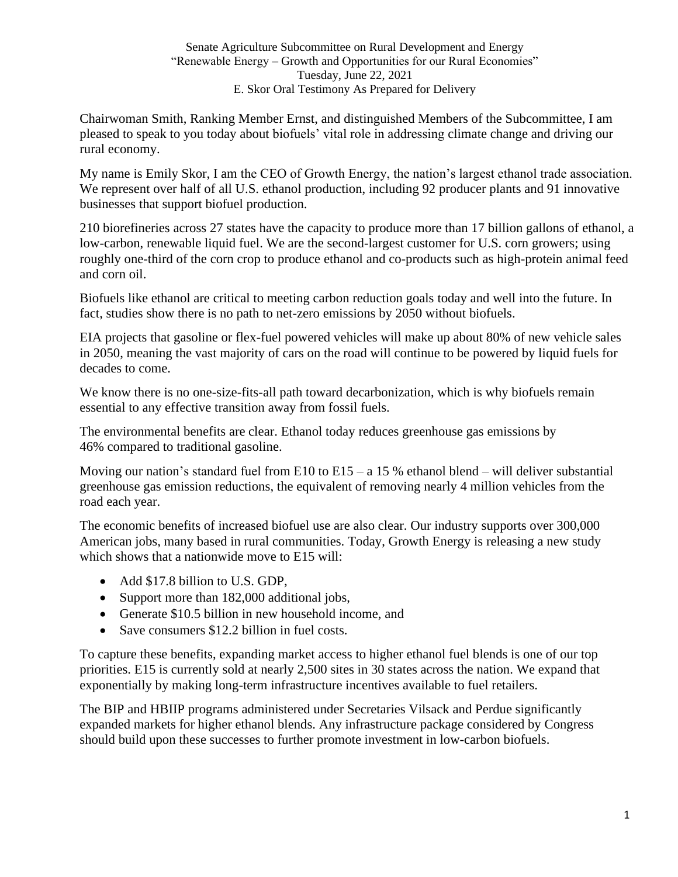Senate Agriculture Subcommittee on Rural Development and Energy
"Renewable Energy – Growth and Opportunities for our Rural Economies"
Tuesday, June 22, 2021
E. Skor Oral Testimony As Prepared for Delivery

Chairwoman Smith, Ranking Member Ernst, and distinguished Members of the Subcommittee, I am pleased to speak to you today about biofuels' vital role in addressing climate change and driving our rural economy.

My name is Emily Skor, I am the CEO of Growth Energy, the nation's largest ethanol trade association. We represent over half of all U.S. ethanol production, including 92 producer plants and 91 innovative businesses that support biofuel production.

210 biorefineries across 27 states have the capacity to produce more than 17 billion gallons of ethanol, a low-carbon, renewable liquid fuel. We are the second-largest customer for U.S. corn growers; using roughly one-third of the corn crop to produce ethanol and co-products such as high-protein animal feed and corn oil.

Biofuels like ethanol are critical to meeting carbon reduction goals today and well into the future. In fact, studies show there is no path to net-zero emissions by 2050 without biofuels.

EIA projects that gasoline or flex-fuel powered vehicles will make up about 80% of new vehicle sales in 2050, meaning the vast majority of cars on the road will continue to be powered by liquid fuels for decades to come.

We know there is no one-size-fits-all path toward decarbonization, which is why biofuels remain essential to any effective transition away from fossil fuels.

The environmental benefits are clear. Ethanol today reduces greenhouse gas emissions by 46% compared to traditional gasoline.

Moving our nation's standard fuel from E10 to E15 – a 15 % ethanol blend – will deliver substantial greenhouse gas emission reductions, the equivalent of removing nearly 4 million vehicles from the road each year.

The economic benefits of increased biofuel use are also clear. Our industry supports over 300,000 American jobs, many based in rural communities. Today, Growth Energy is releasing a new study which shows that a nationwide move to E15 will:

- Add $17.8 billion to U.S. GDP,
- Support more than 182,000 additional jobs,
- Generate $10.5 billion in new household income, and
- Save consumers $12.2 billion in fuel costs.

To capture these benefits, expanding market access to higher ethanol fuel blends is one of our top priorities. E15 is currently sold at nearly 2,500 sites in 30 states across the nation. We expand that exponentially by making long-term infrastructure incentives available to fuel retailers.

The BIP and HBIIP programs administered under Secretaries Vilsack and Perdue significantly expanded markets for higher ethanol blends. Any infrastructure package considered by Congress should build upon these successes to further promote investment in low-carbon biofuels.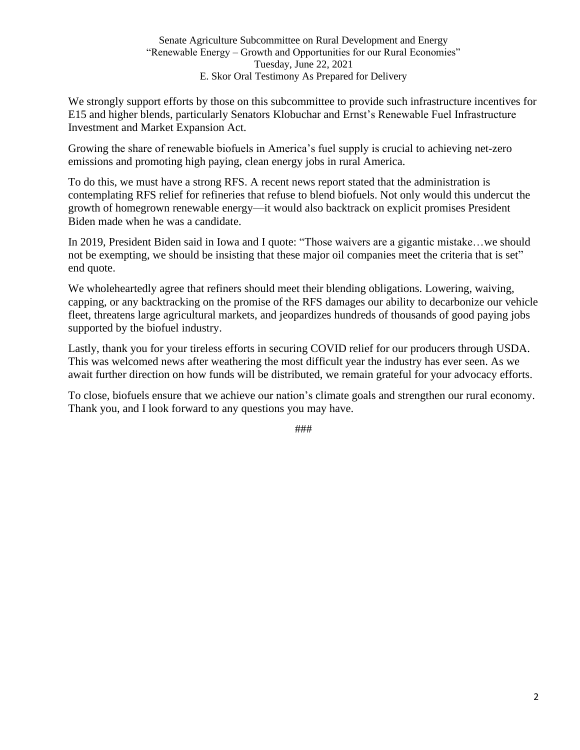We strongly support efforts by those on this subcommittee to provide such infrastructure incentives for E15 and higher blends, particularly Senators Klobuchar and Ernst's Renewable Fuel Infrastructure Investment and Market Expansion Act.

Growing the share of renewable biofuels in America's fuel supply is crucial to achieving net-zero emissions and promoting high paying, clean energy jobs in rural America.

To do this, we must have a strong RFS. A recent news report stated that the administration is contemplating RFS relief for refineries that refuse to blend biofuels. Not only would this undercut the growth of homegrown renewable energy—it would also backtrack on explicit promises President Biden made when he was a candidate.

In 2019, President Biden said in Iowa and I quote: "Those waivers are a gigantic mistake…we should not be exempting, we should be insisting that these major oil companies meet the criteria that is set" end quote.

We wholeheartedly agree that refiners should meet their blending obligations. Lowering, waiving, capping, or any backtracking on the promise of the RFS damages our ability to decarbonize our vehicle fleet, threatens large agricultural markets, and jeopardizes hundreds of thousands of good paying jobs supported by the biofuel industry.

Lastly, thank you for your tireless efforts in securing COVID relief for our producers through USDA. This was welcomed news after weathering the most difficult year the industry has ever seen. As we await further direction on how funds will be distributed, we remain grateful for your advocacy efforts.

To close, biofuels ensure that we achieve our nation's climate goals and strengthen our rural economy. Thank you, and I look forward to any questions you may have.

###